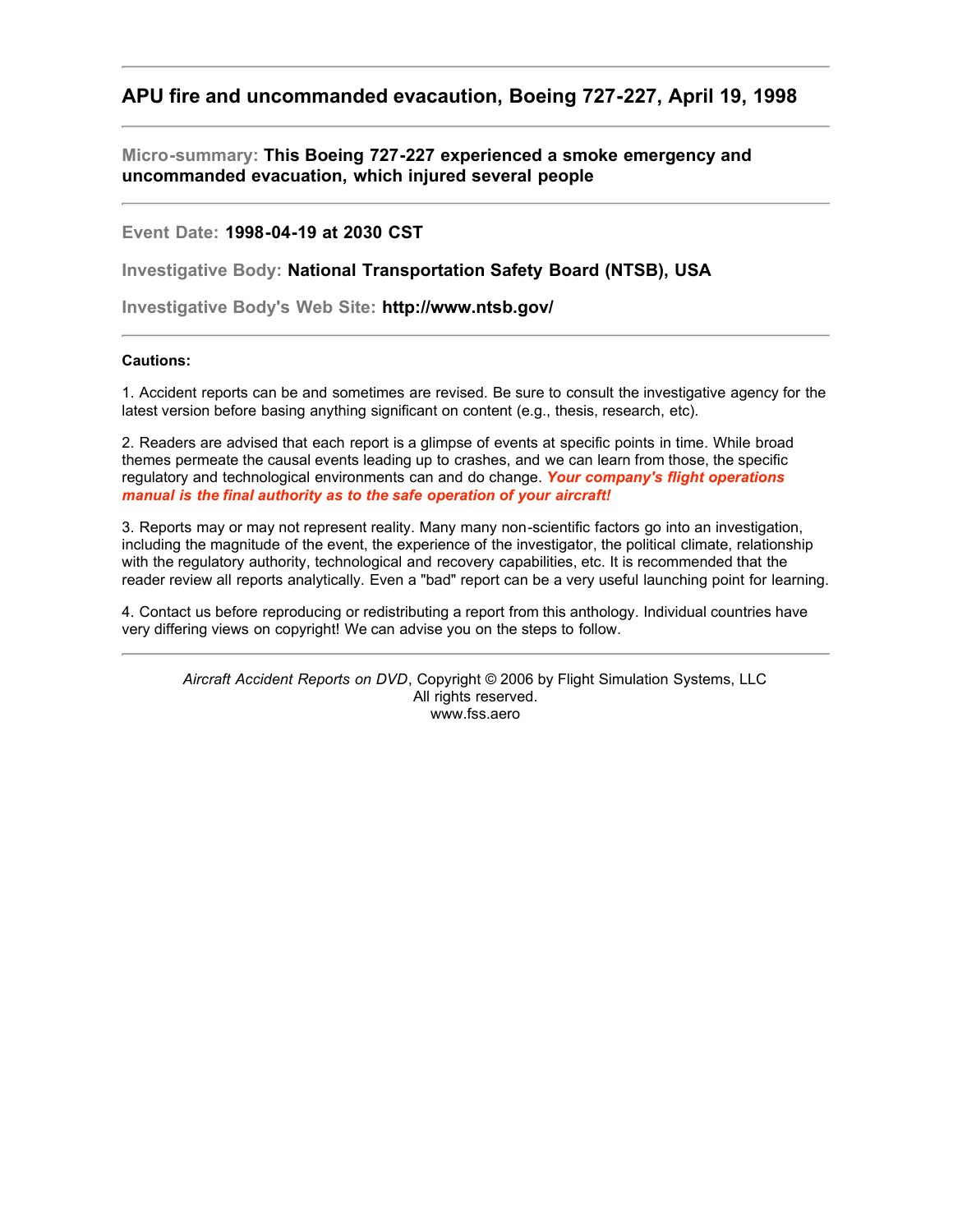## APU fire and uncommanded evacaution, Boeing 727-227, April 19, 1998

---

**Micro-summary: This Boeing 727-227 experienced a smoke emergency and uncommanded evacuation, which injured several people**

---

**Event Date: 1998-04-19 at 2030 CST**

**Investigative Body: National Transportation Safety Board (NTSB), USA**

**Investigative Body's Web Site: http://www.ntsb.gov/**

---

**Cautions:**

1. Accident reports can be and sometimes are revised. Be sure to consult the investigative agency for the latest version before basing anything significant on content (e.g., thesis, research, etc).

2. Readers are advised that each report is a glimpse of events at specific points in time. While broad themes permeate the causal events leading up to crashes, and we can learn from those, the specific regulatory and technological environments can and do change. ***Your company's flight operations manual is the final authority as to the safe operation of your aircraft!***

3. Reports may or may not represent reality. Many many non-scientific factors go into an investigation, including the magnitude of the event, the experience of the investigator, the political climate, relationship with the regulatory authority, technological and recovery capabilities, etc. It is recommended that the reader review all reports analytically. Even a "bad" report can be a very useful launching point for learning.

4. Contact us before reproducing or redistributing a report from this anthology. Individual countries have very differing views on copyright! We can advise you on the steps to follow.

---

*Aircraft Accident Reports on DVD*, Copyright © 2006 by Flight Simulation Systems, LLC
All rights reserved.
www.fss.aero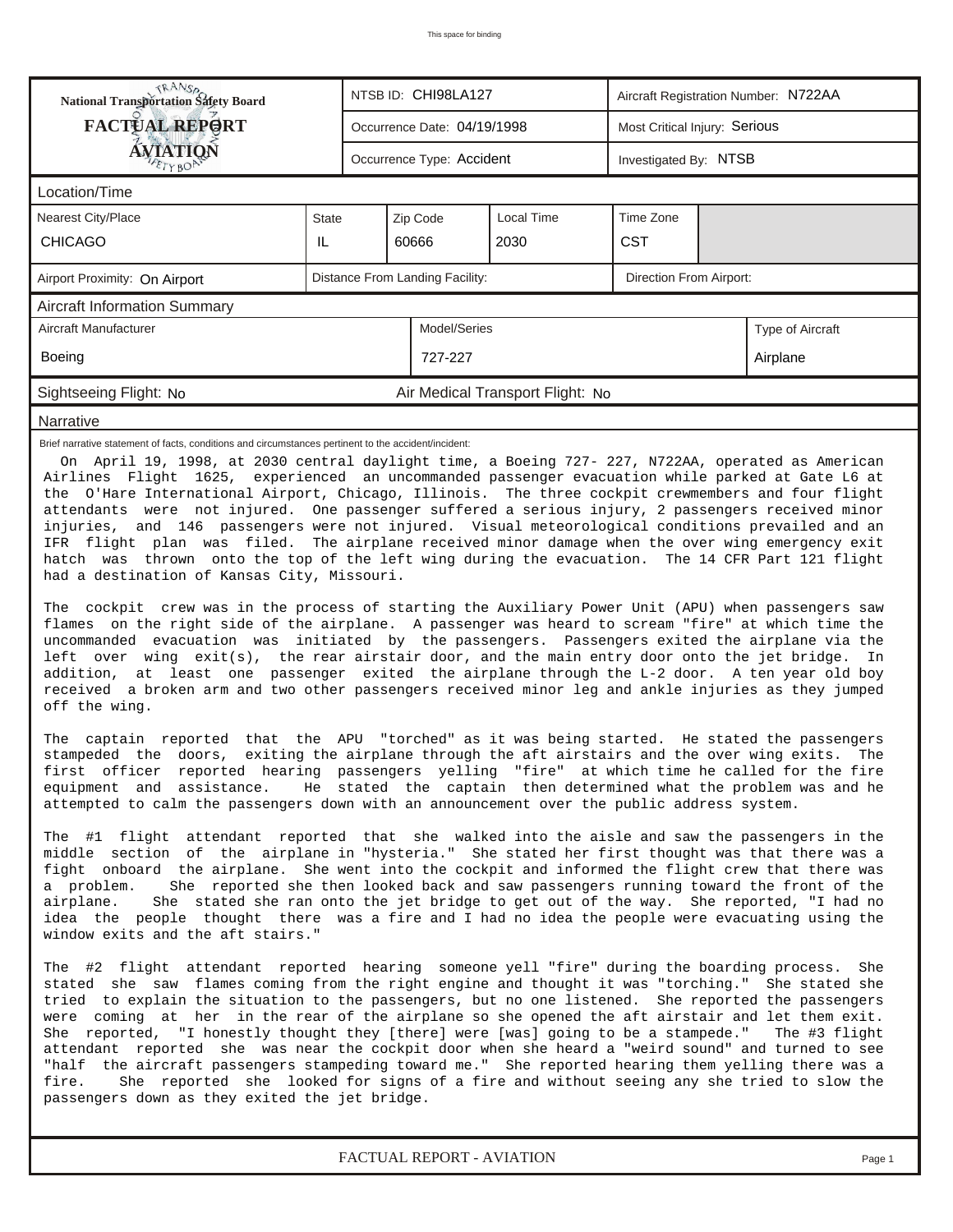This space for binding

| National Transportation Safety Board<br>**FACTUAL REPORT**<br>**AVIATION** | NTSB ID: CHI98LA127 | Aircraft Registration Number: N722AA |
|---|---|---|
| | Occurrence Date: 04/19/1998 | Most Critical Injury: Serious |
| | Occurrence Type: Accident | Investigated By: NTSB |

## Location/Time

| Nearest City/Place | State | Zip Code | Local Time | Time Zone |
|---|---|---|---|---|
| CHICAGO | IL | 60666 | 2030 | CST |

| Airport Proximity: On Airport | Distance From Landing Facility: | Direction From Airport: |
|---|---|---|

## Aircraft Information Summary

| Aircraft Manufacturer | Model/Series | Type of Aircraft |
|---|---|---|
| Boeing | 727-227 | Airplane |

Sightseeing Flight: No    Air Medical Transport Flight: No

## Narrative

Brief narrative statement of facts, conditions and circumstances pertinent to the accident/incident:

On April 19, 1998, at 2030 central daylight time, a Boeing 727- 227, N722AA, operated as American Airlines Flight 1625, experienced an uncommanded passenger evacuation while parked at Gate L6 at the O'Hare International Airport, Chicago, Illinois. The three cockpit crewmembers and four flight attendants were not injured. One passenger suffered a serious injury, 2 passengers received minor injuries, and 146 passengers were not injured. Visual meteorological conditions prevailed and an IFR flight plan was filed. The airplane received minor damage when the over wing emergency exit hatch was thrown onto the top of the left wing during the evacuation. The 14 CFR Part 121 flight had a destination of Kansas City, Missouri.

The cockpit crew was in the process of starting the Auxiliary Power Unit (APU) when passengers saw flames on the right side of the airplane. A passenger was heard to scream "fire" at which time the uncommanded evacuation was initiated by the passengers. Passengers exited the airplane via the left over wing exit(s), the rear airstair door, and the main entry door onto the jet bridge. In addition, at least one passenger exited the airplane through the L-2 door. A ten year old boy received a broken arm and two other passengers received minor leg and ankle injuries as they jumped off the wing.

The captain reported that the APU "torched" as it was being started. He stated the passengers stampeded the doors, exiting the airplane through the aft airstairs and the over wing exits. The first officer reported hearing passengers yelling "fire" at which time he called for the fire equipment and assistance. He stated the captain then determined what the problem was and he attempted to calm the passengers down with an announcement over the public address system.

The #1 flight attendant reported that she walked into the aisle and saw the passengers in the middle section of the airplane in "hysteria." She stated her first thought was that there was a fight onboard the airplane. She went into the cockpit and informed the flight crew that there was a problem. She reported she then looked back and saw passengers running toward the front of the airplane. She stated she ran onto the jet bridge to get out of the way. She reported, "I had no idea the people thought there was a fire and I had no idea the people were evacuating using the window exits and the aft stairs."

The #2 flight attendant reported hearing someone yell "fire" during the boarding process. She stated she saw flames coming from the right engine and thought it was "torching." She stated she tried to explain the situation to the passengers, but no one listened. She reported the passengers were coming at her in the rear of the airplane so she opened the aft airstair and let them exit. She reported, "I honestly thought they [there] were [was] going to be a stampede." The #3 flight attendant reported she was near the cockpit door when she heard a "weird sound" and turned to see "half the aircraft passengers stampeding toward me." She reported hearing them yelling there was a fire. She reported she looked for signs of a fire and without seeing any she tried to slow the passengers down as they exited the jet bridge.

FACTUAL REPORT - AVIATION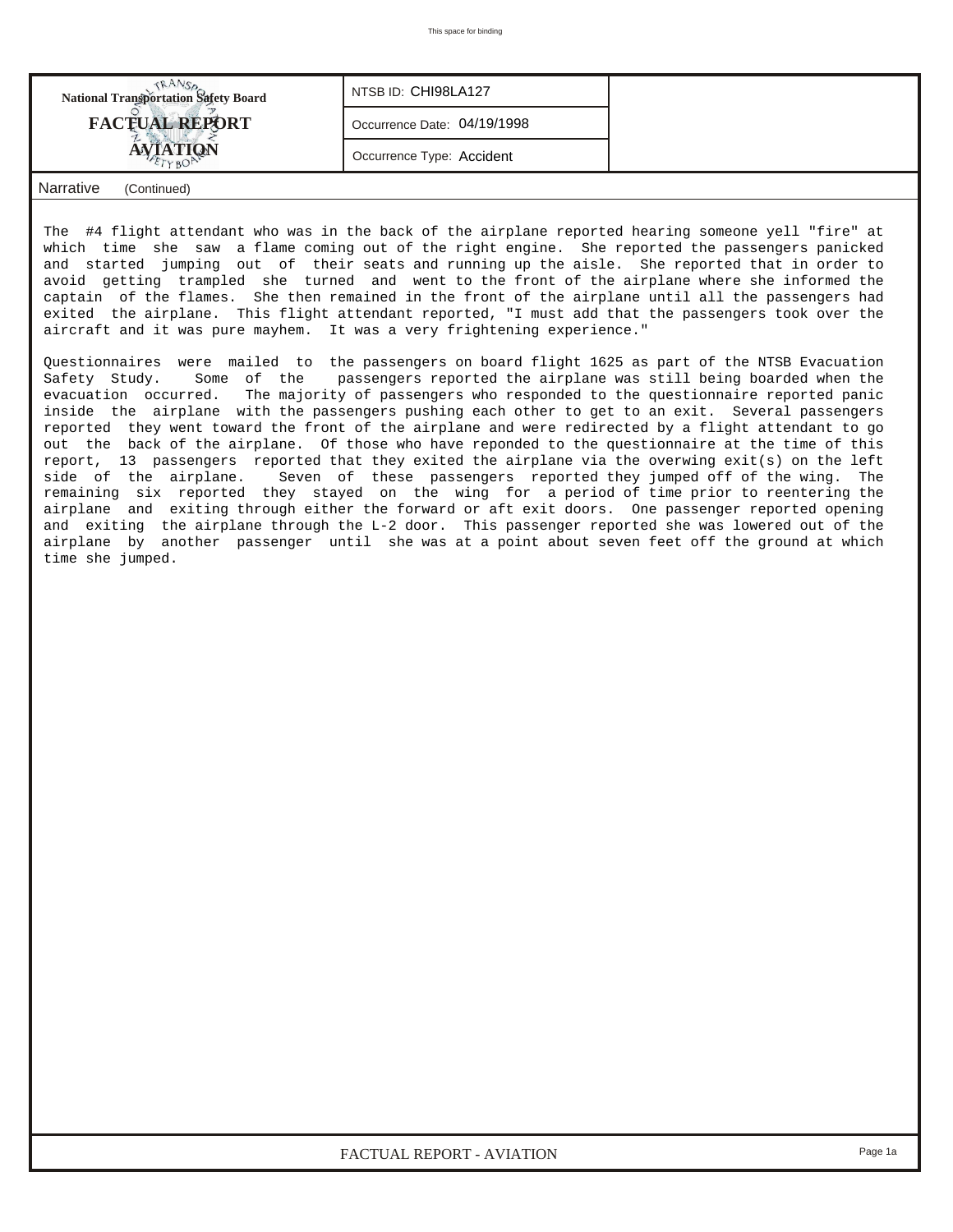National Transportation Safety Board

**FACTUAL REPORT**

**AVIATION**

| NTSB ID: CHI98LA127 |
| --- |
| Occurrence Date: 04/19/1998 |
| Occurrence Type: Accident |

Narrative (Continued)

The #4 flight attendant who was in the back of the airplane reported hearing someone yell "fire" at which time she saw a flame coming out of the right engine. She reported the passengers panicked and started jumping out of their seats and running up the aisle. She reported that in order to avoid getting trampled she turned and went to the front of the airplane where she informed the captain of the flames. She then remained in the front of the airplane until all the passengers had exited the airplane. This flight attendant reported, "I must add that the passengers took over the aircraft and it was pure mayhem. It was a very frightening experience."

Questionnaires were mailed to the passengers on board flight 1625 as part of the NTSB Evacuation Safety Study. Some of the passengers reported the airplane was still being boarded when the evacuation occurred. The majority of passengers who responded to the questionnaire reported panic inside the airplane with the passengers pushing each other to get to an exit. Several passengers reported they went toward the front of the airplane and were redirected by a flight attendant to go out the back of the airplane. Of those who have reponded to the questionnaire at the time of this report, 13 passengers reported that they exited the airplane via the overwing exit(s) on the left side of the airplane. Seven of these passengers reported they jumped off of the wing. The remaining six reported they stayed on the wing for a period of time prior to reentering the airplane and exiting through either the forward or aft exit doors. One passenger reported opening and exiting the airplane through the L-2 door. This passenger reported she was lowered out of the airplane by another passenger until she was at a point about seven feet off the ground at which time she jumped.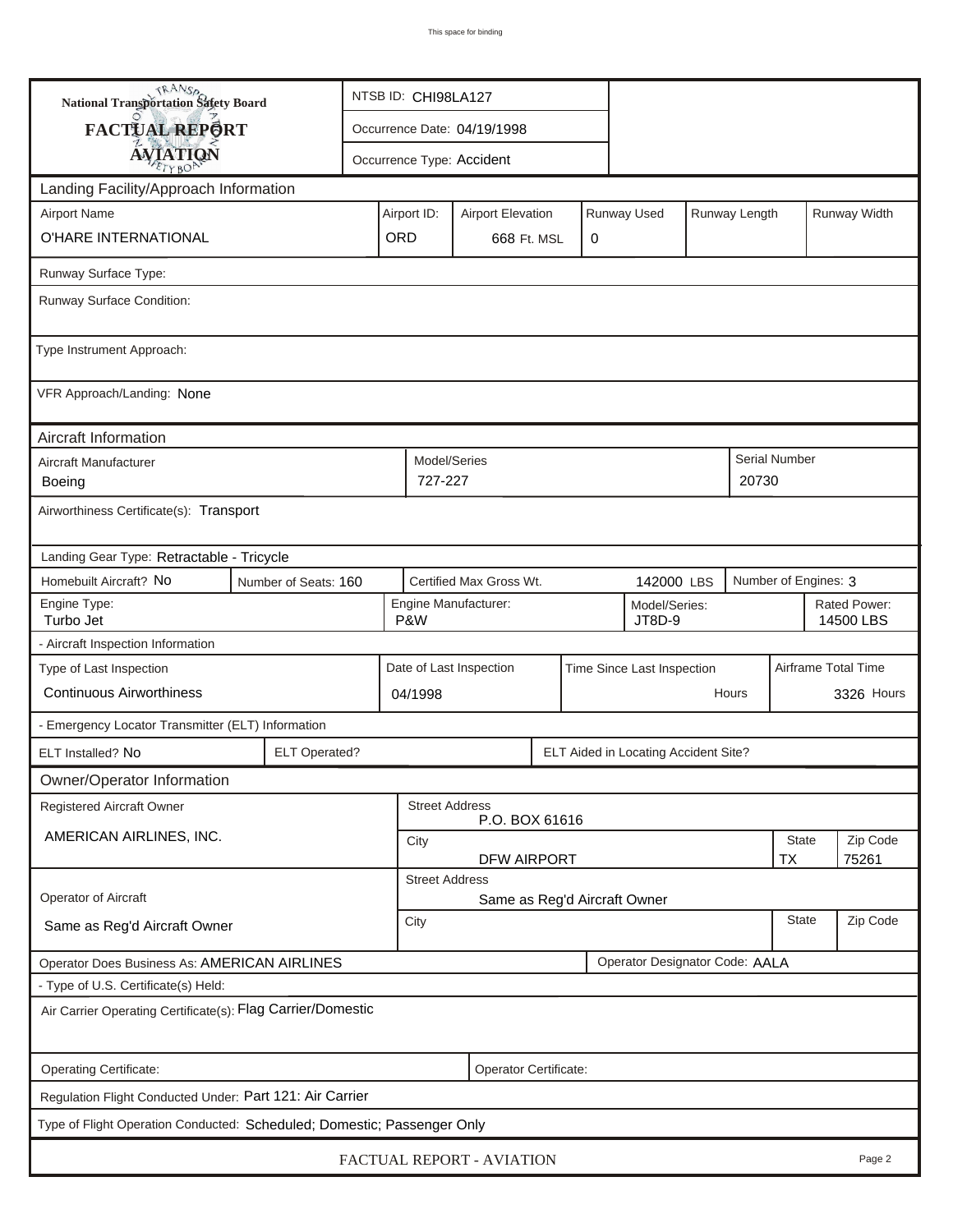This space for binding

**National Transportation Safety Board**

**FACTUAL REPORT**

**AVIATION**

NTSB ID: CHI98LA127

Occurrence Date: 04/19/1998

Occurrence Type: Accident

## Landing Facility/Approach Information

| Airport Name | Airport ID: | Airport Elevation | Runway Used | Runway Length | Runway Width |
|---|---|---|---|---|---|
| O'HARE INTERNATIONAL | ORD | 668 Ft. MSL | 0 | | |

Runway Surface Type:

Runway Surface Condition:

Type Instrument Approach:

VFR Approach/Landing: None

## Aircraft Information

| Aircraft Manufacturer | Model/Series | Serial Number |
|---|---|---|
| Boeing | 727-227 | 20730 |

Airworthiness Certificate(s): Transport

Landing Gear Type: Retractable - Tricycle

| Homebuilt Aircraft? | Number of Seats: | Certified Max Gross Wt. | Number of Engines: |
|---|---|---|---|
| No | 160 | 142000 LBS | 3 |

| Engine Type: | Engine Manufacturer: | Model/Series: | Rated Power: |
|---|---|---|---|
| Turbo Jet | P&W | JT8D-9 | 14500 LBS |

- Aircraft Inspection Information

| Type of Last Inspection | Date of Last Inspection | Time Since Last Inspection | Airframe Total Time |
|---|---|---|---|
| Continuous Airworthiness | 04/1998 | Hours | 3326 Hours |

- Emergency Locator Transmitter (ELT) Information

| ELT Installed? | ELT Operated? | ELT Aided in Locating Accident Site? |
|---|---|---|
| No | | |

## Owner/Operator Information

| Registered Aircraft Owner | Street Address | City | State | Zip Code |
|---|---|---|---|---|
| AMERICAN AIRLINES, INC. | P.O. BOX 61616 | DFW AIRPORT | TX | 75261 |

| Operator of Aircraft | Street Address | City | State | Zip Code |
|---|---|---|---|---|
| Same as Reg'd Aircraft Owner | Same as Reg'd Aircraft Owner | | | |

Operator Does Business As: AMERICAN AIRLINES

Operator Designator Code: AALA

- Type of U.S. Certificate(s) Held:

Air Carrier Operating Certificate(s): Flag Carrier/Domestic

Operating Certificate:

Operator Certificate:

Regulation Flight Conducted Under: Part 121: Air Carrier

Type of Flight Operation Conducted: Scheduled; Domestic; Passenger Only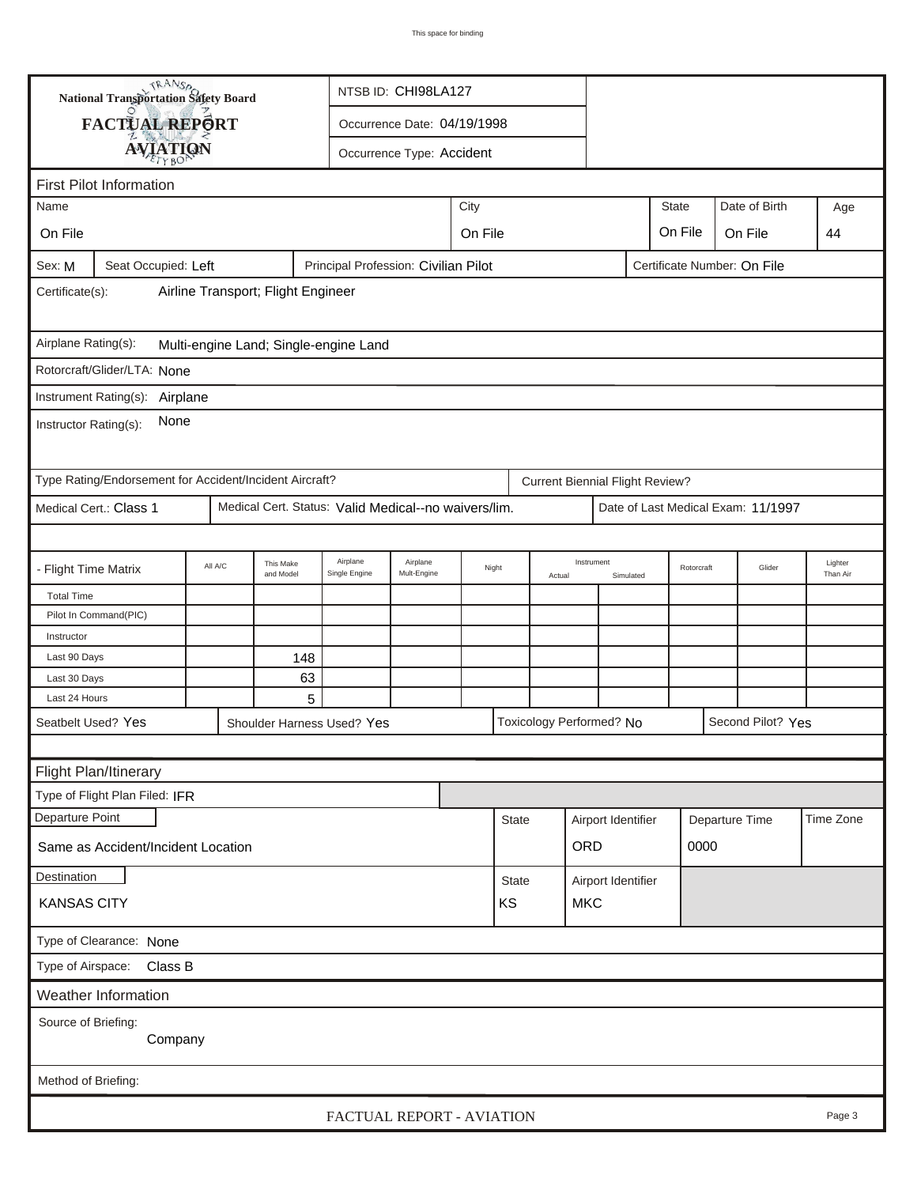National Transportation Safety Board

**FACTUAL REPORT**

**AVIATION**

NTSB ID: CHI98LA127

Occurrence Date: 04/19/1998

Occurrence Type: Accident

## First Pilot Information

| Name | City | State | Date of Birth | Age |
|---|---|---|---|---|
| On File | On File | On File | On File | 44 |

Sex: M | Seat Occupied: Left | Principal Profession: Civilian Pilot | Certificate Number: On File

Certificate(s): Airline Transport; Flight Engineer

Airplane Rating(s): Multi-engine Land; Single-engine Land

Rotorcraft/Glider/LTA: None

Instrument Rating(s): Airplane

Instructor Rating(s): None

Type Rating/Endorsement for Accident/Incident Aircraft? | Current Biennial Flight Review?

Medical Cert.: Class 1 | Medical Cert. Status: Valid Medical--no waivers/lim. | Date of Last Medical Exam: 11/1997

| - Flight Time Matrix | All A/C | This Make and Model | Airplane Single Engine | Airplane Mult-Engine | Night | Instrument Actual | Instrument Simulated | Rotorcraft | Glider | Lighter Than Air |
|---|---|---|---|---|---|---|---|---|---|---|
| Total Time | | | | | | | | | | |
| Pilot In Command(PIC) | | | | | | | | | | |
| Instructor | | | | | | | | | | |
| Last 90 Days | | 148 | | | | | | | | |
| Last 30 Days | | 63 | | | | | | | | |
| Last 24 Hours | | 5 | | | | | | | | |

Seatbelt Used? Yes | Shoulder Harness Used? Yes | Toxicology Performed? No | Second Pilot? Yes

## Flight Plan/Itinerary

Type of Flight Plan Filed: IFR

| Departure Point | State | Airport Identifier | Departure Time | Time Zone |
|---|---|---|---|---|
| Same as Accident/Incident Location | | ORD | 0000 | |

| Destination | State | Airport Identifier |
|---|---|---|
| KANSAS CITY | KS | MKC |

Type of Clearance: None

Type of Airspace: Class B

## Weather Information

Source of Briefing: Company

Method of Briefing: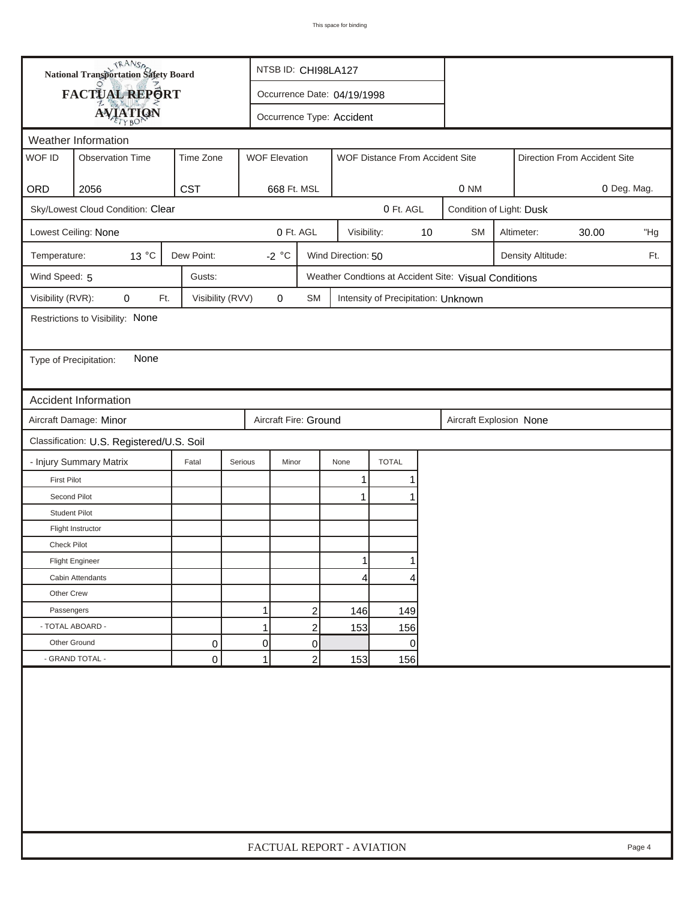**National Transportation Safety Board**

**FACTUAL REPORT**

**AVIATION**

NTSB ID: CHI98LA127

Occurrence Date: 04/19/1998

Occurrence Type: Accident

## Weather Information

| WOF ID | Observation Time | Time Zone | WOF Elevation | WOF Distance From Accident Site | Direction From Accident Site |
|---|---|---|---|---|---|
| ORD | 2056 | CST | 668 Ft. MSL | 0 NM | 0 Deg. Mag. |

Sky/Lowest Cloud Condition: Clear — 0 Ft. AGL

Condition of Light: Dusk

Lowest Ceiling: None — 0 Ft. AGL

Visibility: 10 SM

Altimeter: 30.00 "Hg

Temperature: 13 °C

Dew Point: -2 °C

Wind Direction: 50

Density Altitude: Ft.

Wind Speed: 5

Gusts:

Weather Condtions at Accident Site: Visual Conditions

Visibility (RVR): 0 Ft.

Visibility (RVV) 0 SM

Intensity of Precipitation: Unknown

Restrictions to Visibility: None

Type of Precipitation: None

## Accident Information

Aircraft Damage: Minor

Aircraft Fire: Ground

Aircraft Explosion None

Classification: U.S. Registered/U.S. Soil

| - Injury Summary Matrix | Fatal | Serious | Minor | None | TOTAL |
|---|---|---|---|---|---|
| First Pilot | | | | 1 | 1 |
| Second Pilot | | | | 1 | 1 |
| Student Pilot | | | | | |
| Flight Instructor | | | | | |
| Check Pilot | | | | | |
| Flight Engineer | | | | 1 | 1 |
| Cabin Attendants | | | | 4 | 4 |
| Other Crew | | | | | |
| Passengers | | 1 | 2 | 146 | 149 |
| - TOTAL ABOARD - | | 1 | 2 | 153 | 156 |
| Other Ground | 0 | 0 | 0 | | 0 |
| - GRAND TOTAL - | 0 | 1 | 2 | 153 | 156 |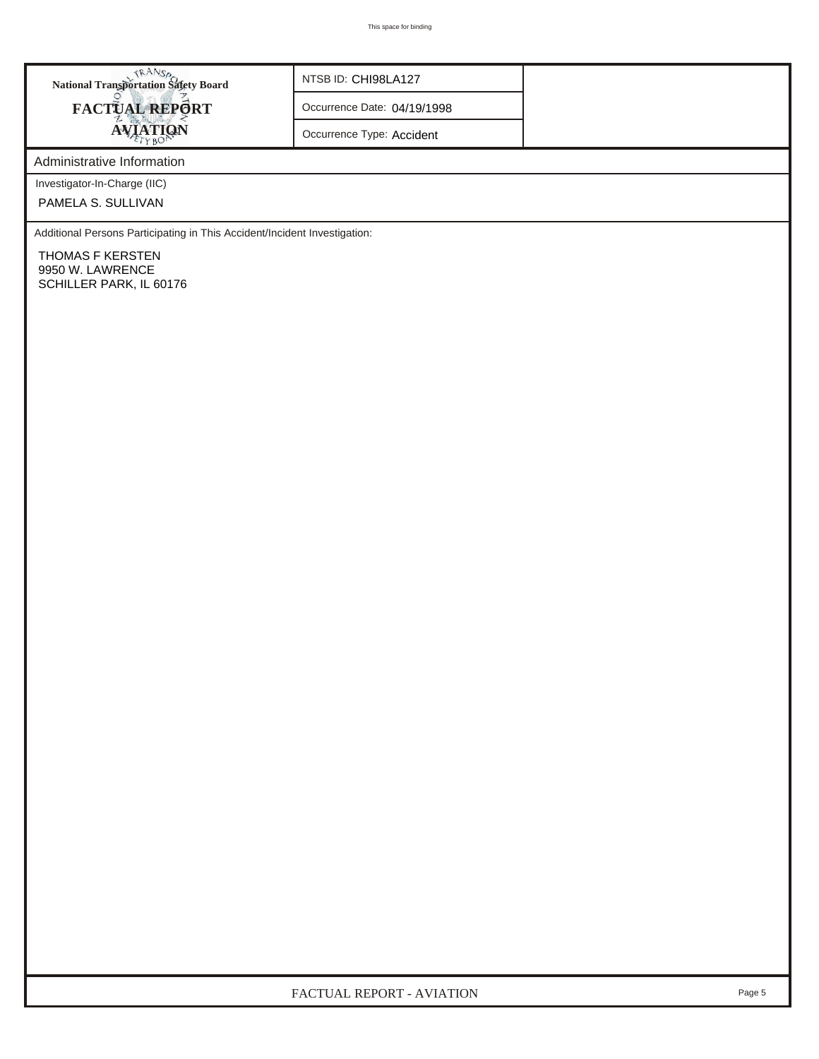**National Transportation Safety Board**

**FACTUAL REPORT**

**AVIATION**

| | |
|---|---|
| NTSB ID: CHI98LA127 | |
| Occurrence Date: 04/19/1998 | |
| Occurrence Type: Accident | |

## Administrative Information

Investigator-In-Charge (IIC)

PAMELA S. SULLIVAN

Additional Persons Participating in This Accident/Incident Investigation:

THOMAS F KERSTEN
9950 W. LAWRENCE
SCHILLER PARK, IL 60176